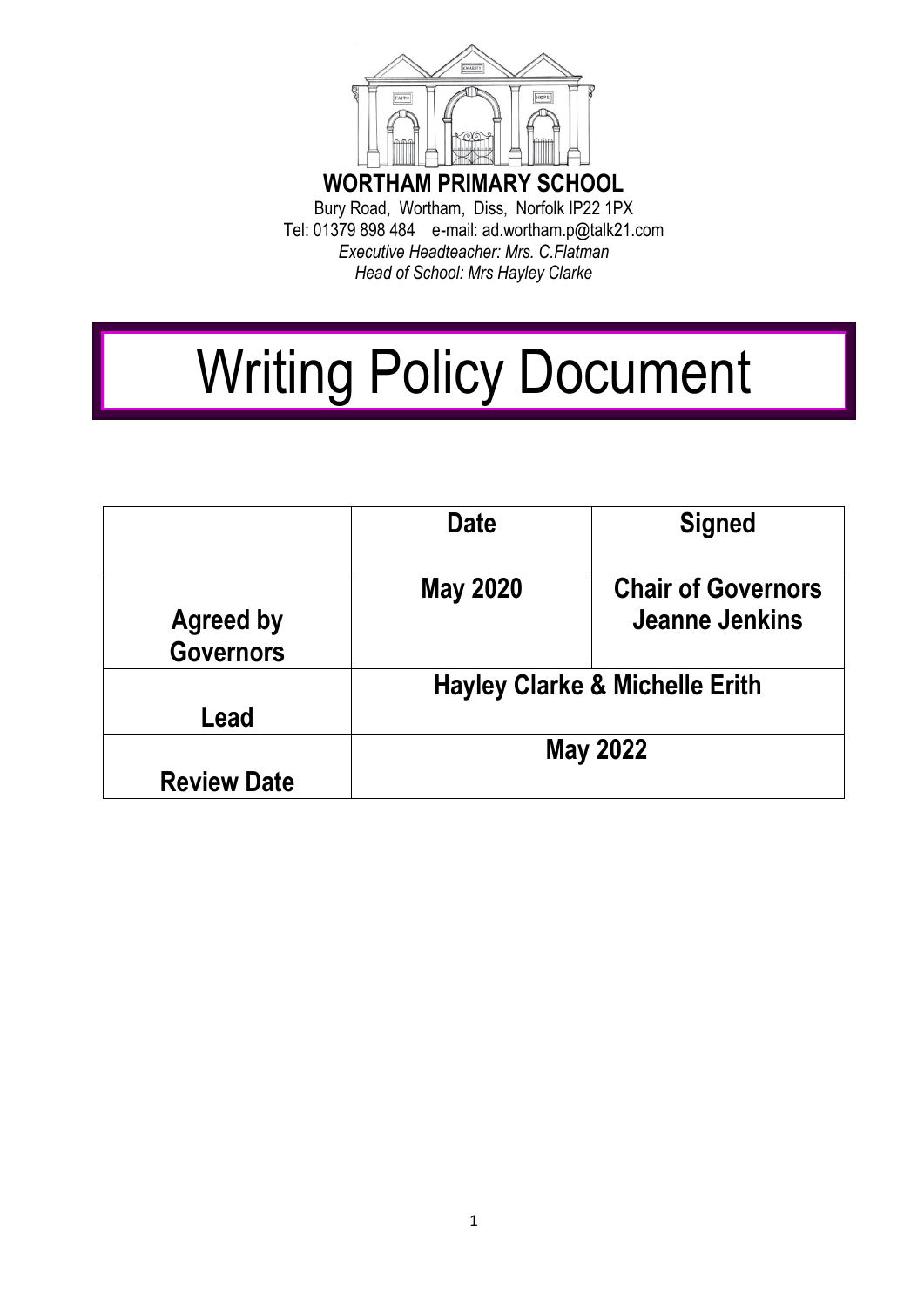**WORTHAM PRIMARY SCHOOL**

Bury Road, Wortham, Diss, Norfolk IP22 1PX
Tel: 01379 898 484 e-mail: ad.wortham.p@talk21.com
*Executive Headteacher: Mrs. C.Flatman*
*Head of School: Mrs Hayley Clarke*

# Writing Policy Document

| | Date | Signed |
|---|---|---|
| **Agreed by Governors** | **May 2020** | **Chair of Governors Jeanne Jenkins** |
| **Lead** | **Hayley Clarke & Michelle Erith** | |
| **Review Date** | **May 2022** | |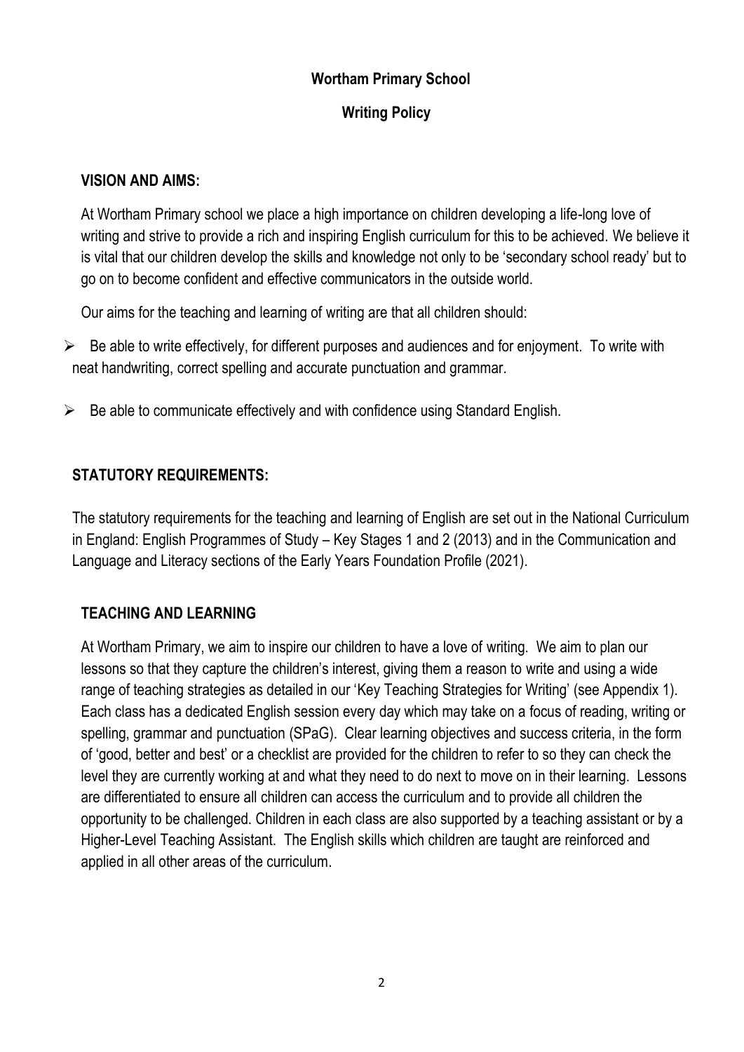**Wortham Primary School**

**Writing Policy**

## VISION AND AIMS:

At Wortham Primary school we place a high importance on children developing a life-long love of writing and strive to provide a rich and inspiring English curriculum for this to be achieved. We believe it is vital that our children develop the skills and knowledge not only to be 'secondary school ready' but to go on to become confident and effective communicators in the outside world.

Our aims for the teaching and learning of writing are that all children should:

- Be able to write effectively, for different purposes and audiences and for enjoyment. To write with neat handwriting, correct spelling and accurate punctuation and grammar.
- Be able to communicate effectively and with confidence using Standard English.

## STATUTORY REQUIREMENTS:

The statutory requirements for the teaching and learning of English are set out in the National Curriculum in England: English Programmes of Study – Key Stages 1 and 2 (2013) and in the Communication and Language and Literacy sections of the Early Years Foundation Profile (2021).

## TEACHING AND LEARNING

At Wortham Primary, we aim to inspire our children to have a love of writing. We aim to plan our lessons so that they capture the children's interest, giving them a reason to write and using a wide range of teaching strategies as detailed in our 'Key Teaching Strategies for Writing' (see Appendix 1). Each class has a dedicated English session every day which may take on a focus of reading, writing or spelling, grammar and punctuation (SPaG). Clear learning objectives and success criteria, in the form of 'good, better and best' or a checklist are provided for the children to refer to so they can check the level they are currently working at and what they need to do next to move on in their learning. Lessons are differentiated to ensure all children can access the curriculum and to provide all children the opportunity to be challenged. Children in each class are also supported by a teaching assistant or by a Higher-Level Teaching Assistant. The English skills which children are taught are reinforced and applied in all other areas of the curriculum.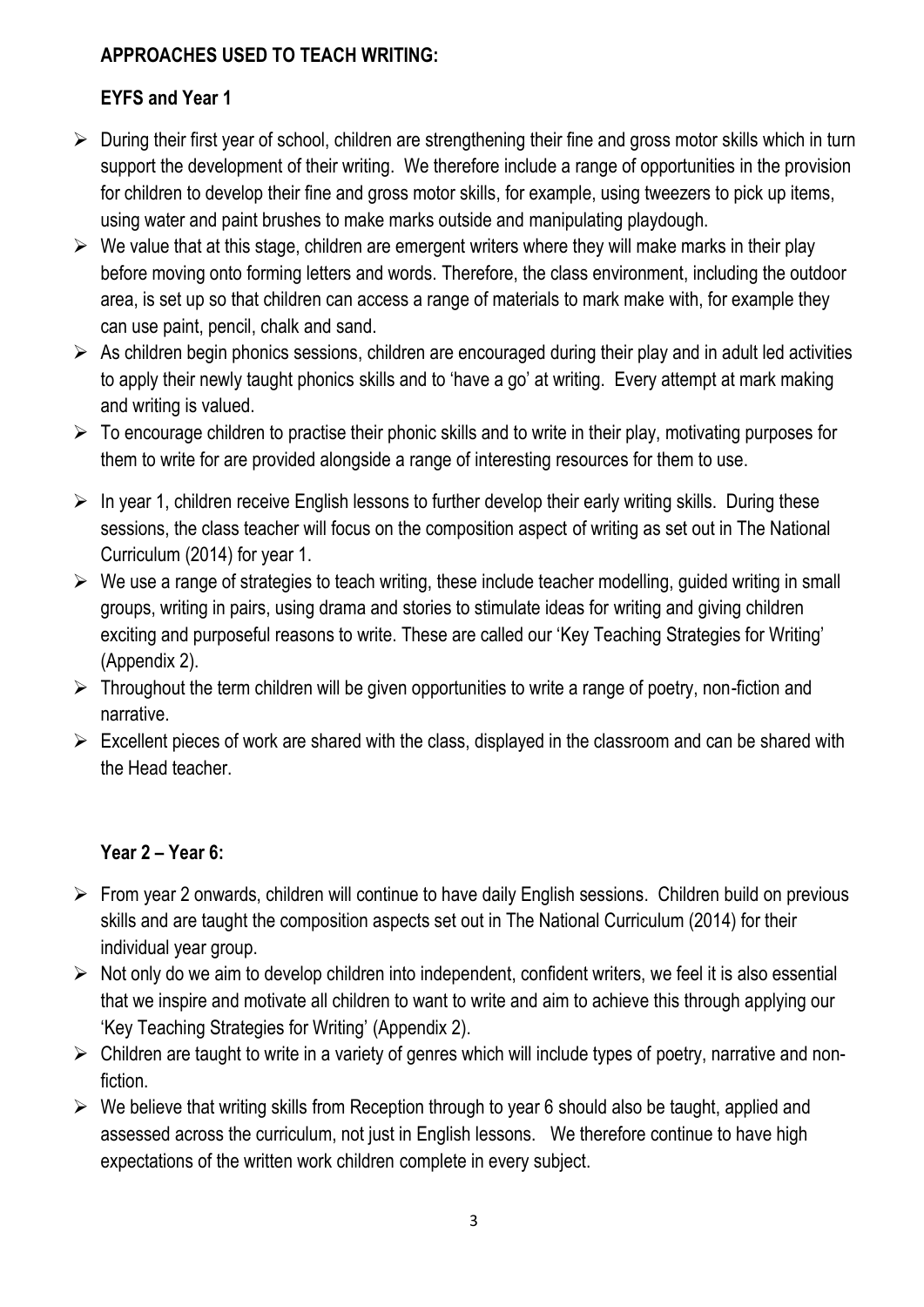## APPROACHES USED TO TEACH WRITING:

### EYFS and Year 1

- During their first year of school, children are strengthening their fine and gross motor skills which in turn support the development of their writing. We therefore include a range of opportunities in the provision for children to develop their fine and gross motor skills, for example, using tweezers to pick up items, using water and paint brushes to make marks outside and manipulating playdough.
- We value that at this stage, children are emergent writers where they will make marks in their play before moving onto forming letters and words. Therefore, the class environment, including the outdoor area, is set up so that children can access a range of materials to mark make with, for example they can use paint, pencil, chalk and sand.
- As children begin phonics sessions, children are encouraged during their play and in adult led activities to apply their newly taught phonics skills and to 'have a go' at writing. Every attempt at mark making and writing is valued.
- To encourage children to practise their phonic skills and to write in their play, motivating purposes for them to write for are provided alongside a range of interesting resources for them to use.
- In year 1, children receive English lessons to further develop their early writing skills. During these sessions, the class teacher will focus on the composition aspect of writing as set out in The National Curriculum (2014) for year 1.
- We use a range of strategies to teach writing, these include teacher modelling, guided writing in small groups, writing in pairs, using drama and stories to stimulate ideas for writing and giving children exciting and purposeful reasons to write. These are called our 'Key Teaching Strategies for Writing' (Appendix 2).
- Throughout the term children will be given opportunities to write a range of poetry, non-fiction and narrative.
- Excellent pieces of work are shared with the class, displayed in the classroom and can be shared with the Head teacher.

### Year 2 – Year 6:

- From year 2 onwards, children will continue to have daily English sessions. Children build on previous skills and are taught the composition aspects set out in The National Curriculum (2014) for their individual year group.
- Not only do we aim to develop children into independent, confident writers, we feel it is also essential that we inspire and motivate all children to want to write and aim to achieve this through applying our 'Key Teaching Strategies for Writing' (Appendix 2).
- Children are taught to write in a variety of genres which will include types of poetry, narrative and non-fiction.
- We believe that writing skills from Reception through to year 6 should also be taught, applied and assessed across the curriculum, not just in English lessons. We therefore continue to have high expectations of the written work children complete in every subject.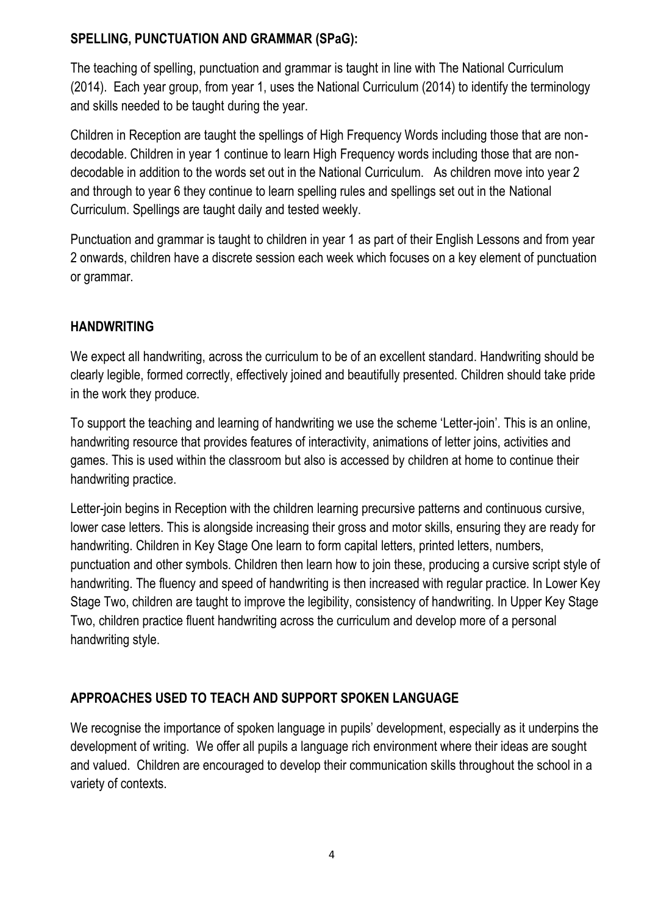## SPELLING, PUNCTUATION AND GRAMMAR (SPaG):

The teaching of spelling, punctuation and grammar is taught in line with The National Curriculum (2014). Each year group, from year 1, uses the National Curriculum (2014) to identify the terminology and skills needed to be taught during the year.

Children in Reception are taught the spellings of High Frequency Words including those that are non-decodable. Children in year 1 continue to learn High Frequency words including those that are non-decodable in addition to the words set out in the National Curriculum. As children move into year 2 and through to year 6 they continue to learn spelling rules and spellings set out in the National Curriculum. Spellings are taught daily and tested weekly.

Punctuation and grammar is taught to children in year 1 as part of their English Lessons and from year 2 onwards, children have a discrete session each week which focuses on a key element of punctuation or grammar.

## HANDWRITING

We expect all handwriting, across the curriculum to be of an excellent standard. Handwriting should be clearly legible, formed correctly, effectively joined and beautifully presented. Children should take pride in the work they produce.

To support the teaching and learning of handwriting we use the scheme 'Letter-join'. This is an online, handwriting resource that provides features of interactivity, animations of letter joins, activities and games. This is used within the classroom but also is accessed by children at home to continue their handwriting practice.

Letter-join begins in Reception with the children learning precursive patterns and continuous cursive, lower case letters. This is alongside increasing their gross and motor skills, ensuring they are ready for handwriting. Children in Key Stage One learn to form capital letters, printed letters, numbers, punctuation and other symbols. Children then learn how to join these, producing a cursive script style of handwriting. The fluency and speed of handwriting is then increased with regular practice. In Lower Key Stage Two, children are taught to improve the legibility, consistency of handwriting. In Upper Key Stage Two, children practice fluent handwriting across the curriculum and develop more of a personal handwriting style.

## APPROACHES USED TO TEACH AND SUPPORT SPOKEN LANGUAGE

We recognise the importance of spoken language in pupils' development, especially as it underpins the development of writing. We offer all pupils a language rich environment where their ideas are sought and valued. Children are encouraged to develop their communication skills throughout the school in a variety of contexts.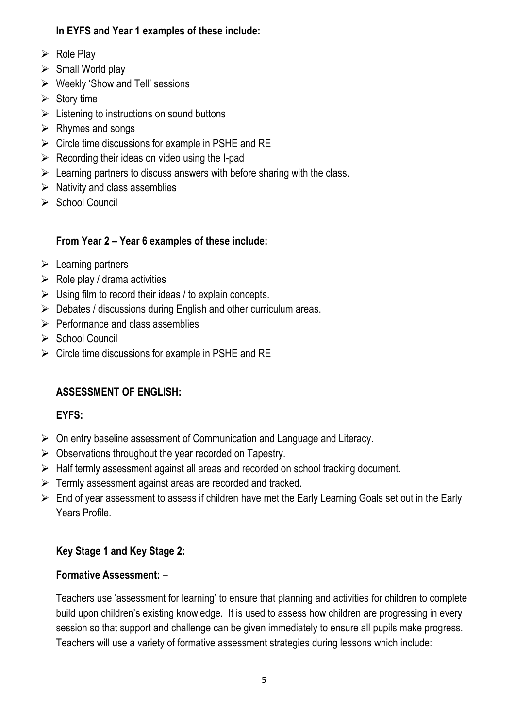**In EYFS and Year 1 examples of these include:**

- Role Play
- Small World play
- Weekly 'Show and Tell' sessions
- Story time
- Listening to instructions on sound buttons
- Rhymes and songs
- Circle time discussions for example in PSHE and RE
- Recording their ideas on video using the I-pad
- Learning partners to discuss answers with before sharing with the class.
- Nativity and class assemblies
- School Council

**From Year 2 – Year 6 examples of these include:**

- Learning partners
- Role play / drama activities
- Using film to record their ideas / to explain concepts.
- Debates / discussions during English and other curriculum areas.
- Performance and class assemblies
- School Council
- Circle time discussions for example in PSHE and RE

## ASSESSMENT OF ENGLISH:

### EYFS:

- On entry baseline assessment of Communication and Language and Literacy.
- Observations throughout the year recorded on Tapestry.
- Half termly assessment against all areas and recorded on school tracking document.
- Termly assessment against areas are recorded and tracked.
- End of year assessment to assess if children have met the Early Learning Goals set out in the Early Years Profile.

### Key Stage 1 and Key Stage 2:

**Formative Assessment:** –

Teachers use 'assessment for learning' to ensure that planning and activities for children to complete build upon children's existing knowledge. It is used to assess how children are progressing in every session so that support and challenge can be given immediately to ensure all pupils make progress. Teachers will use a variety of formative assessment strategies during lessons which include: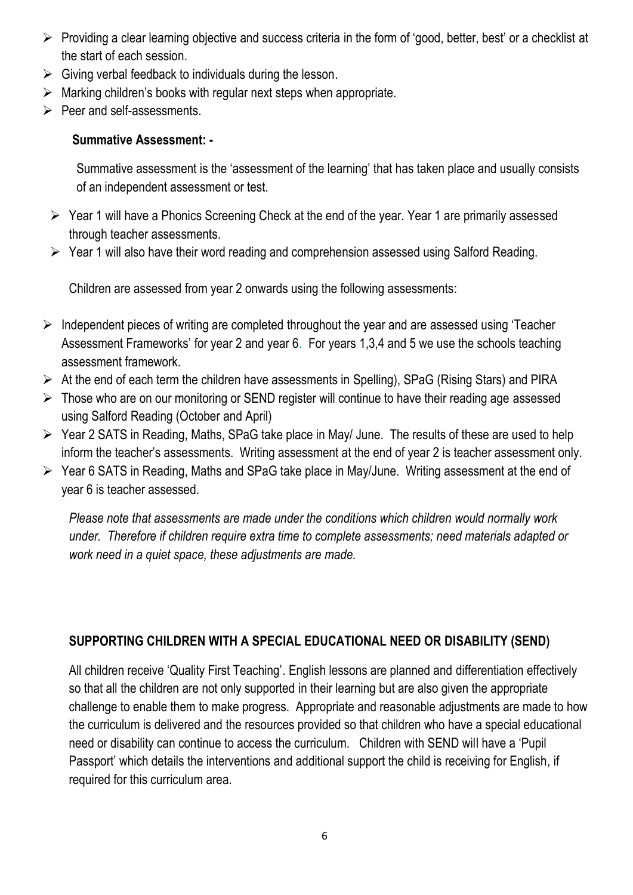- Providing a clear learning objective and success criteria in the form of 'good, better, best' or a checklist at the start of each session.
- Giving verbal feedback to individuals during the lesson.
- Marking children's books with regular next steps when appropriate.
- Peer and self-assessments.

**Summative Assessment: -**

Summative assessment is the 'assessment of the learning' that has taken place and usually consists of an independent assessment or test.

- Year 1 will have a Phonics Screening Check at the end of the year. Year 1 are primarily assessed through teacher assessments.
- Year 1 will also have their word reading and comprehension assessed using Salford Reading.

Children are assessed from year 2 onwards using the following assessments:

- Independent pieces of writing are completed throughout the year and are assessed using 'Teacher Assessment Frameworks' for year 2 and year 6. For years 1,3,4 and 5 we use the schools teaching assessment framework.
- At the end of each term the children have assessments in Spelling), SPaG (Rising Stars) and PIRA
- Those who are on our monitoring or SEND register will continue to have their reading age assessed using Salford Reading (October and April)
- Year 2 SATS in Reading, Maths, SPaG take place in May/ June. The results of these are used to help inform the teacher's assessments. Writing assessment at the end of year 2 is teacher assessment only.
- Year 6 SATS in Reading, Maths and SPaG take place in May/June. Writing assessment at the end of year 6 is teacher assessed.

*Please note that assessments are made under the conditions which children would normally work under. Therefore if children require extra time to complete assessments; need materials adapted or work need in a quiet space, these adjustments are made.*

**SUPPORTING CHILDREN WITH A SPECIAL EDUCATIONAL NEED OR DISABILITY (SEND)**

All children receive 'Quality First Teaching'. English lessons are planned and differentiation effectively so that all the children are not only supported in their learning but are also given the appropriate challenge to enable them to make progress. Appropriate and reasonable adjustments are made to how the curriculum is delivered and the resources provided so that children who have a special educational need or disability can continue to access the curriculum. Children with SEND will have a 'Pupil Passport' which details the interventions and additional support the child is receiving for English, if required for this curriculum area.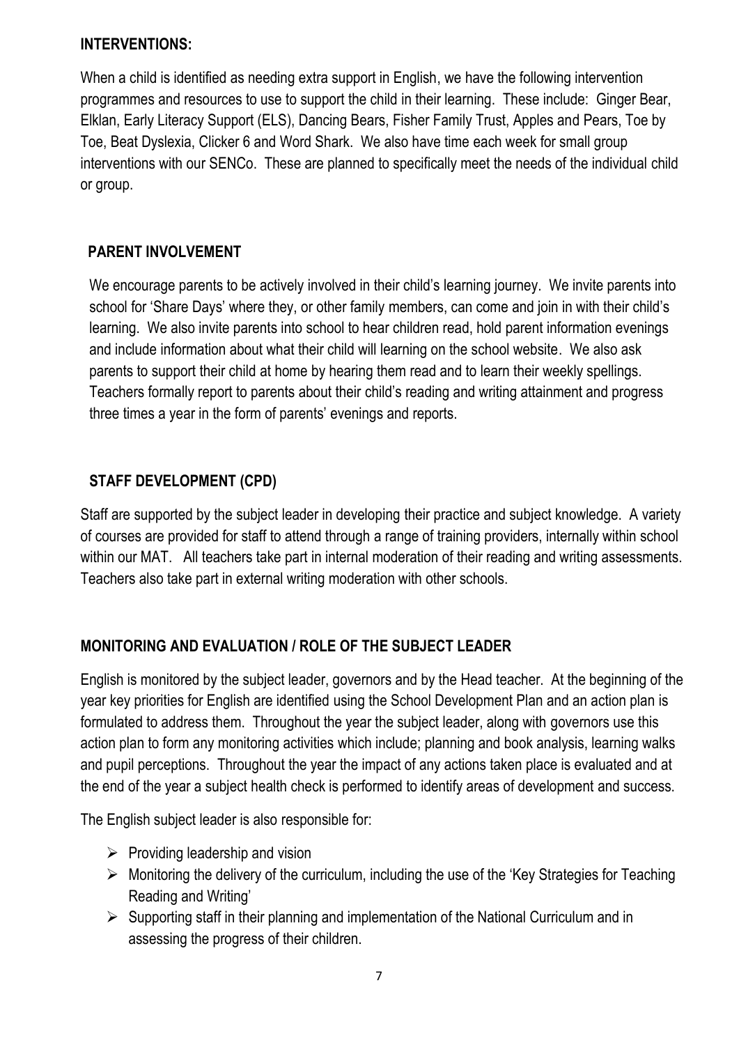## INTERVENTIONS:

When a child is identified as needing extra support in English, we have the following intervention programmes and resources to use to support the child in their learning. These include: Ginger Bear, Elklan, Early Literacy Support (ELS), Dancing Bears, Fisher Family Trust, Apples and Pears, Toe by Toe, Beat Dyslexia, Clicker 6 and Word Shark. We also have time each week for small group interventions with our SENCo. These are planned to specifically meet the needs of the individual child or group.

## PARENT INVOLVEMENT

We encourage parents to be actively involved in their child's learning journey. We invite parents into school for 'Share Days' where they, or other family members, can come and join in with their child's learning. We also invite parents into school to hear children read, hold parent information evenings and include information about what their child will learning on the school website. We also ask parents to support their child at home by hearing them read and to learn their weekly spellings. Teachers formally report to parents about their child's reading and writing attainment and progress three times a year in the form of parents' evenings and reports.

## STAFF DEVELOPMENT (CPD)

Staff are supported by the subject leader in developing their practice and subject knowledge. A variety of courses are provided for staff to attend through a range of training providers, internally within school within our MAT. All teachers take part in internal moderation of their reading and writing assessments. Teachers also take part in external writing moderation with other schools.

## MONITORING AND EVALUATION / ROLE OF THE SUBJECT LEADER

English is monitored by the subject leader, governors and by the Head teacher. At the beginning of the year key priorities for English are identified using the School Development Plan and an action plan is formulated to address them. Throughout the year the subject leader, along with governors use this action plan to form any monitoring activities which include; planning and book analysis, learning walks and pupil perceptions. Throughout the year the impact of any actions taken place is evaluated and at the end of the year a subject health check is performed to identify areas of development and success.

The English subject leader is also responsible for:

- Providing leadership and vision
- Monitoring the delivery of the curriculum, including the use of the 'Key Strategies for Teaching Reading and Writing'
- Supporting staff in their planning and implementation of the National Curriculum and in assessing the progress of their children.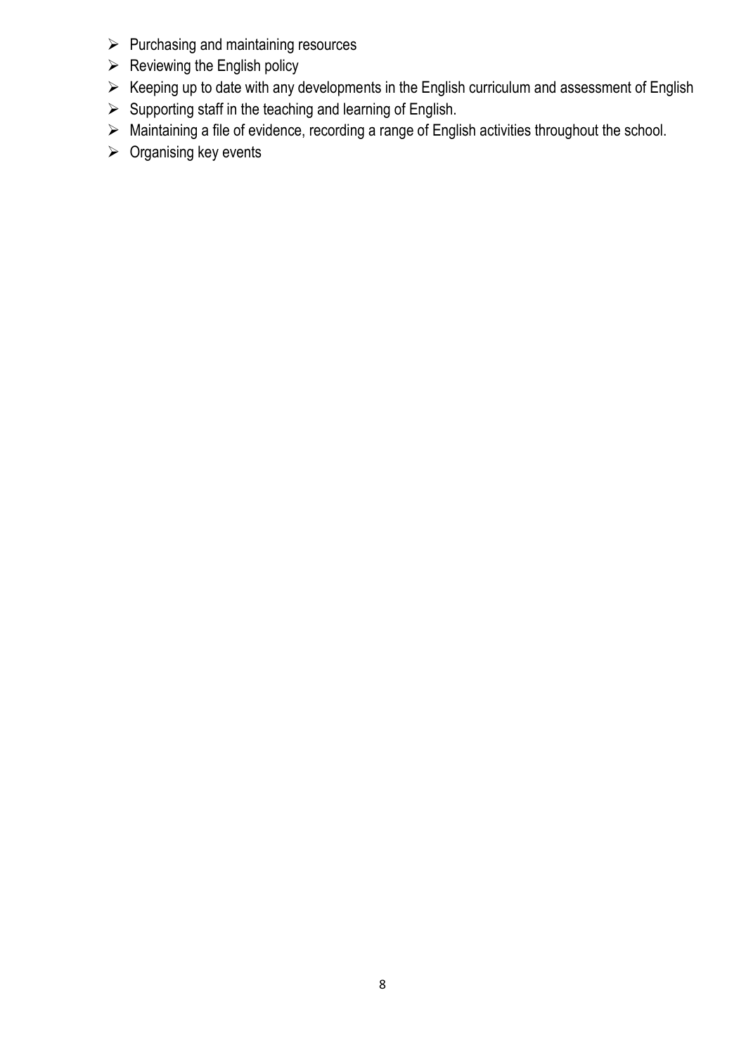- Purchasing and maintaining resources
- Reviewing the English policy
- Keeping up to date with any developments in the English curriculum and assessment of English
- Supporting staff in the teaching and learning of English.
- Maintaining a file of evidence, recording a range of English activities throughout the school.
- Organising key events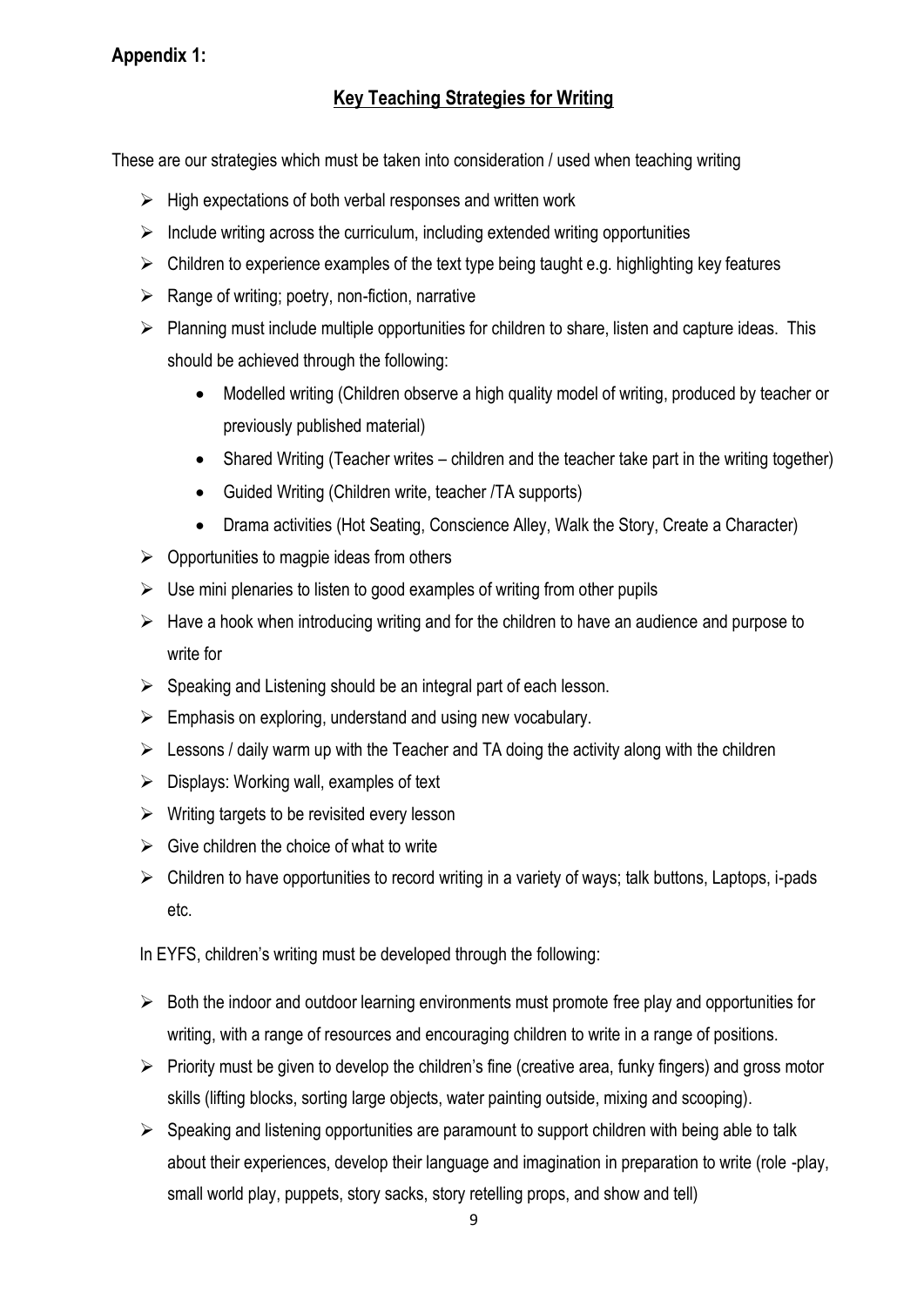**Appendix 1:**

## Key Teaching Strategies for Writing

These are our strategies which must be taken into consideration / used when teaching writing

- High expectations of both verbal responses and written work
- Include writing across the curriculum, including extended writing opportunities
- Children to experience examples of the text type being taught e.g. highlighting key features
- Range of writing; poetry, non-fiction, narrative
- Planning must include multiple opportunities for children to share, listen and capture ideas. This should be achieved through the following:
    - Modelled writing (Children observe a high quality model of writing, produced by teacher or previously published material)
    - Shared Writing (Teacher writes – children and the teacher take part in the writing together)
    - Guided Writing (Children write, teacher /TA supports)
    - Drama activities (Hot Seating, Conscience Alley, Walk the Story, Create a Character)
- Opportunities to magpie ideas from others
- Use mini plenaries to listen to good examples of writing from other pupils
- Have a hook when introducing writing and for the children to have an audience and purpose to write for
- Speaking and Listening should be an integral part of each lesson.
- Emphasis on exploring, understand and using new vocabulary.
- Lessons / daily warm up with the Teacher and TA doing the activity along with the children
- Displays: Working wall, examples of text
- Writing targets to be revisited every lesson
- Give children the choice of what to write
- Children to have opportunities to record writing in a variety of ways; talk buttons, Laptops, i-pads etc.

In EYFS, children's writing must be developed through the following:

- Both the indoor and outdoor learning environments must promote free play and opportunities for writing, with a range of resources and encouraging children to write in a range of positions.
- Priority must be given to develop the children's fine (creative area, funky fingers) and gross motor skills (lifting blocks, sorting large objects, water painting outside, mixing and scooping).
- Speaking and listening opportunities are paramount to support children with being able to talk about their experiences, develop their language and imagination in preparation to write (role -play, small world play, puppets, story sacks, story retelling props, and show and tell)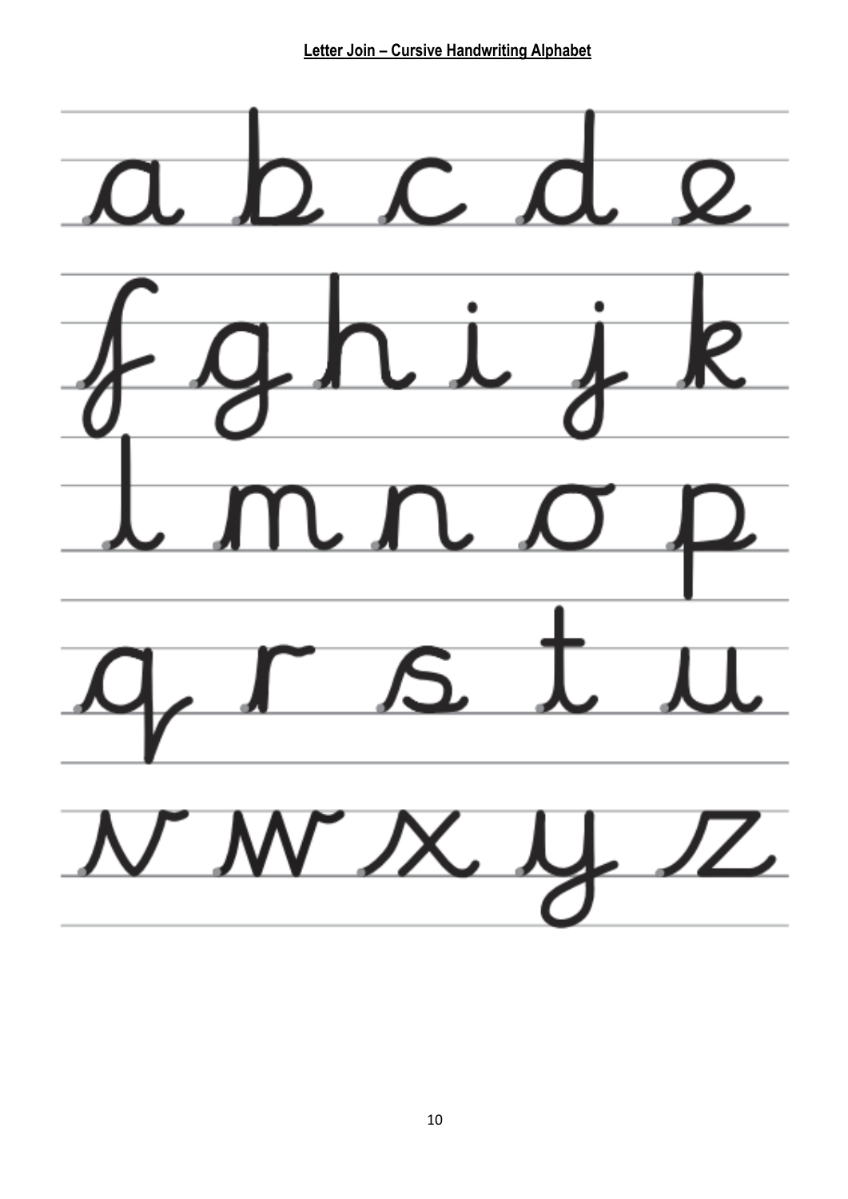**Letter Join – Cursive Handwriting Alphabet**

a b c d e

f g h i j k

l m n o p

q r s t u

v w x y z